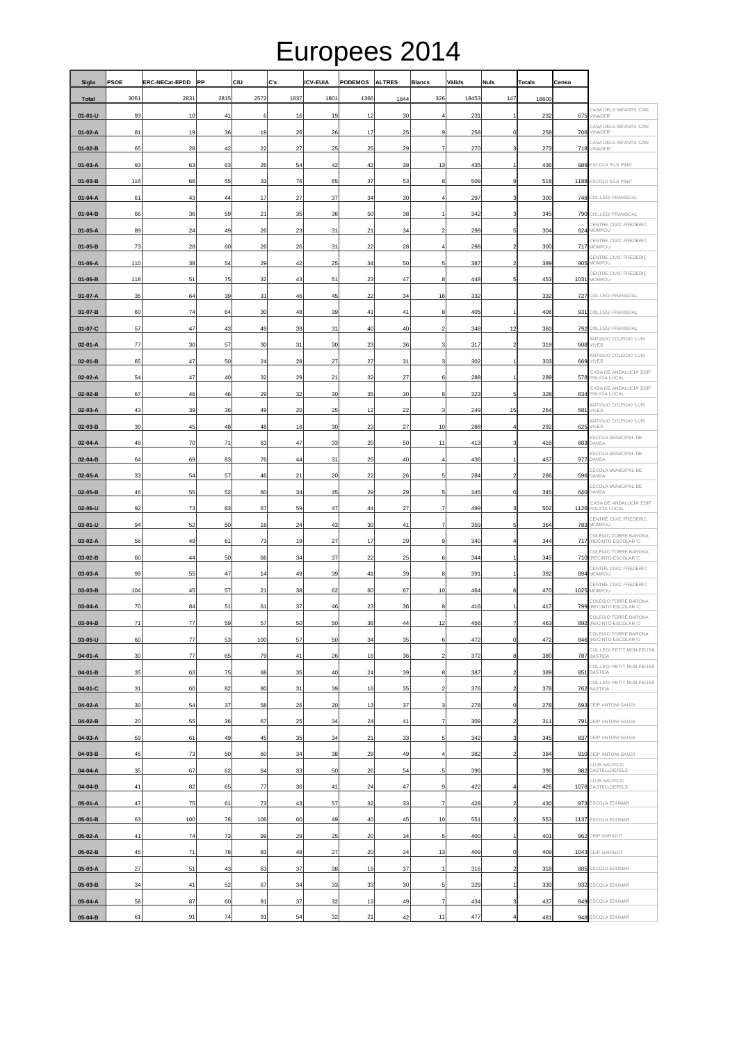# Europees 2014

| Sigla | PSOE | ERC-NECat-EPDD | PP | CiU | C's | ICV-EUiA | PODEMOS | ALTRES | Blancs | Vàlids | Nuls | Totals | Censo | |
|---|---|---|---|---|---|---|---|---|---|---|---|---|---|---|
| Total | 3061 | 2831 | 2815 | 2572 | 1837 | 1801 | 1366 | 1844 | 326 | 18453 | 147 | 18600 | | |
| 01-01-U | 93 | 10 | 41 | 6 | 16 | 19 | 12 | 30 | 4 | 231 | 1 | 232 | 675 | CASA DELS INFANTS 'CAN VINADER' |
| 01-02-A | 81 | 19 | 36 | 19 | 26 | 26 | 17 | 25 | 9 | 258 | 0 | 258 | 706 | CASA DELS INFANTS 'CAN VINADER' |
| 01-02-B | 65 | 28 | 42 | 22 | 27 | 25 | 25 | 29 | 7 | 270 | 3 | 273 | 718 | CASA DELS INFANTS 'CAN VINADER' |
| 01-03-A | 93 | 63 | 63 | 26 | 54 | 42 | 42 | 39 | 13 | 435 | 1 | 436 | 989 | ESCOLA 'ELS PINS' |
| 01-03-B | 116 | 66 | 55 | 33 | 76 | 65 | 37 | 53 | 8 | 509 | 9 | 518 | 1188 | ESCOLA 'ELS PINS' |
| 01-04-A | 61 | 43 | 44 | 17 | 27 | 37 | 34 | 30 | 4 | 297 | 3 | 300 | 748 | COL.LEGI FRANGOAL |
| 01-04-B | 66 | 36 | 59 | 21 | 35 | 36 | 50 | 38 | 1 | 342 | 3 | 345 | 790 | COL.LEGI FRANGOAL |
| 01-05-A | 89 | 24 | 49 | 26 | 23 | 31 | 21 | 34 | 2 | 299 | 5 | 304 | 624 | CENTRE CIVIC FREDERIC MOMPOU |
| 01-05-B | 73 | 28 | 60 | 26 | 26 | 31 | 22 | 28 | 4 | 298 | 2 | 300 | 717 | CENTRE CIVIC FREDERIC MOMPOU |
| 01-06-A | 110 | 38 | 54 | 29 | 42 | 25 | 34 | 50 | 5 | 387 | 2 | 389 | 905 | CENTRE CIVIC FREDERIC MOMPOU |
| 01-06-B | 118 | 51 | 75 | 32 | 43 | 51 | 23 | 47 | 8 | 448 | 5 | 453 | 1031 | CENTRE CIVIC FREDERIC MOMPOU |
| 01-07-A | 35 | 64 | 39 | 31 | 46 | 45 | 22 | 34 | 16 | 332 | | 332 | 727 | COL.LEGI FRANGOAL |
| 01-07-B | 60 | 74 | 64 | 30 | 48 | 39 | 41 | 41 | 8 | 405 | 1 | 406 | 931 | COL.LEGI FRANGOAL |
| 01-07-C | 57 | 47 | 43 | 49 | 39 | 31 | 40 | 40 | 2 | 348 | 12 | 360 | 792 | COL.LEGI FRANGOAL |
| 02-01-A | 77 | 30 | 57 | 30 | 31 | 30 | 23 | 36 | 3 | 317 | 2 | 319 | 608 | ANTIGUO COLEGIO 'LUIS VIVES' |
| 02-01-B | 65 | 47 | 50 | 24 | 28 | 27 | 27 | 31 | 3 | 302 | 1 | 303 | 669 | ANTIGUO COLEGIO 'LUIS VIVES' |
| 02-02-A | 54 | 47 | 40 | 32 | 29 | 21 | 32 | 27 | 6 | 288 | 1 | 289 | 578 | 'CASA DE ANDALUCIA' EDIF POLICIA LOCAL |
| 02-02-B | 67 | 46 | 46 | 29 | 32 | 30 | 35 | 30 | 8 | 323 | 5 | 328 | 634 | 'CASA DE ANDALUCIA' EDIF POLICIA LOCAL |
| 02-03-A | 43 | 39 | 36 | 49 | 20 | 25 | 12 | 22 | 3 | 249 | 15 | 264 | 581 | ANTIGUO COLEGIO 'LUIS VIVES' |
| 02-03-B | 39 | 45 | 48 | 48 | 18 | 30 | 23 | 27 | 10 | 288 | 4 | 292 | 625 | ANTIGUO COLEGIO 'LUIS VIVES' |
| 02-04-A | 48 | 70 | 71 | 63 | 47 | 33 | 20 | 50 | 11 | 413 | 3 | 416 | 883 | ESCOLA MUNICIPAL DE DANSA |
| 02-04-B | 64 | 69 | 83 | 76 | 44 | 31 | 25 | 40 | 4 | 436 | 1 | 437 | 977 | ESCOLA MUNICIPAL DE DANSA |
| 02-05-A | 33 | 54 | 57 | 46 | 21 | 20 | 22 | 26 | 5 | 284 | 2 | 286 | 596 | ESCOLA MUNICIPAL DE DANSA |
| 02-05-B | 46 | 55 | 52 | 60 | 34 | 35 | 29 | 29 | 5 | 345 | 0 | 345 | 640 | ESCOLA MUNICIPAL DE DANSA |
| 02-06-U | 92 | 73 | 83 | 67 | 59 | 47 | 44 | 27 | 7 | 499 | 3 | 502 | 1126 | 'CASA DE ANDALUCIA' EDIF POLICIA LOCAL |
| 03-01-U | 94 | 52 | 50 | 18 | 24 | 43 | 30 | 41 | 7 | 359 | 5 | 364 | 783 | CENTRE CIVIC FREDERIC MOMPOU |
| 03-02-A | 56 | 49 | 61 | 73 | 19 | 27 | 17 | 29 | 9 | 340 | 4 | 344 | 717 | COLEGIO TORRE BARONA (RECINTO ESCOLAR 'C |
| 03-02-B | 60 | 44 | 50 | 66 | 34 | 37 | 22 | 25 | 6 | 344 | 1 | 345 | 710 | COLEGIO TORRE BARONA (RECINTO ESCOLAR 'C |
| 03-03-A | 99 | 55 | 47 | 14 | 49 | 39 | 41 | 39 | 8 | 391 | 1 | 392 | 894 | CENTRE CIVIC FREDERIC MOMPOU |
| 03-03-B | 104 | 45 | 57 | 21 | 38 | 62 | 60 | 67 | 10 | 464 | 6 | 470 | 1025 | CENTRE CIVIC FREDERIC MOMPOU |
| 03-04-A | 70 | 84 | 51 | 61 | 37 | 46 | 23 | 36 | 8 | 416 | 1 | 417 | 799 | COLEGIO TORRE BARONA (RECINTO ESCOLAR 'C |
| 03-04-B | 71 | 77 | 59 | 57 | 50 | 50 | 36 | 44 | 12 | 456 | 7 | 463 | 892 | COLEGIO TORRE BARONA (RECINTO ESCOLAR 'C |
| 03-05-U | 60 | 77 | 53 | 100 | 57 | 50 | 34 | 35 | 6 | 472 | 0 | 472 | 846 | COLEGIO TORRE BARONA (RECINTO ESCOLAR 'C |
| 04-01-A | 30 | 77 | 65 | 79 | 41 | 26 | 16 | 36 | 2 | 372 | 8 | 380 | 787 | COL.LEGI PETIT MON-FELISA BASTIDA |
| 04-01-B | 35 | 63 | 75 | 68 | 35 | 40 | 24 | 39 | 8 | 387 | 2 | 389 | 851 | COL.LEGI PETIT MON-FELISA BASTIDA |
| 04-01-C | 31 | 60 | 82 | 80 | 31 | 39 | 16 | 35 | 2 | 376 | 2 | 378 | 762 | COL.LEGI PETIT MON-FELISA BASTIDA |
| 04-02-A | 30 | 54 | 37 | 58 | 26 | 20 | 13 | 37 | 3 | 278 | 0 | 278 | 693 | CEIP ANTONI GAUDI |
| 04-02-B | 20 | 55 | 36 | 67 | 25 | 34 | 24 | 41 | 7 | 309 | 2 | 311 | 791 | CEIP ANTONI GAUDI |
| 04-03-A | 59 | 61 | 49 | 45 | 35 | 34 | 21 | 33 | 5 | 342 | 3 | 345 | 837 | CEIP ANTONI GAUDI |
| 04-03-B | 45 | 73 | 50 | 60 | 34 | 38 | 29 | 49 | 4 | 382 | 2 | 384 | 910 | CEIP ANTONI GAUDI |
| 04-04-A | 35 | 67 | 62 | 64 | 33 | 50 | 26 | 54 | 5 | 396 | | 396 | 982 | CLUB NAUTICO CASTELLDEFELS |
| 04-04-B | 41 | 82 | 65 | 77 | 36 | 41 | 24 | 47 | 9 | 422 | 4 | 426 | 1078 | CLUB NAUTICO CASTELLDEFELS |
| 05-01-A | 47 | 75 | 61 | 73 | 43 | 57 | 32 | 33 | 7 | 428 | 2 | 430 | 973 | ESCOLA EDUMAR |
| 05-01-B | 63 | 100 | 78 | 106 | 60 | 49 | 40 | 45 | 10 | 551 | 2 | 553 | 1137 | ESCOLA EDUMAR |
| 05-02-A | 41 | 74 | 73 | 99 | 29 | 25 | 20 | 34 | 5 | 400 | 1 | 401 | 962 | CEIP GARIGOT |
| 05-02-B | 45 | 71 | 78 | 83 | 48 | 27 | 20 | 24 | 13 | 409 | 0 | 409 | 1043 | CEIP GARIGOT |
| 05-03-A | 27 | 51 | 43 | 63 | 37 | 38 | 19 | 37 | 1 | 316 | 2 | 318 | 885 | ESCOLA EDUMAR |
| 05-03-B | 34 | 41 | 52 | 67 | 34 | 33 | 33 | 30 | 5 | 329 | 1 | 330 | 932 | ESCOLA EDUMAR |
| 05-04-A | 58 | 87 | 60 | 91 | 37 | 32 | 13 | 49 | 7 | 434 | 3 | 437 | 849 | ESCOLA EDUMAR |
| 05-04-B | 61 | 91 | 74 | 91 | 54 | 32 | 21 | 42 | 11 | 477 | 4 | 481 | 948 | ESCOLA EDUMAR |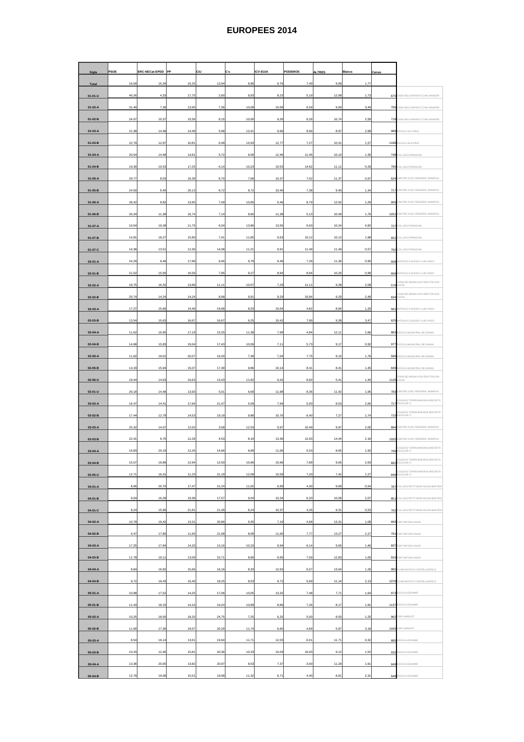# EUROPEES 2014

| Sigla | PSOE | ERC-NECat-EPDD | PP | CiU | C's | ICV-EUiA | PODEMOS | ALTRES | Blancs | Censo | |
|---|---|---|---|---|---|---|---|---|---|---|---|
| Total | 16,59 | 15,34 | 15,25 | 13,94 | 9,96 | 9,76 | 7,40 | 9,99 | 1,77 | | |
| 01-01-U | 40,26 | 4,33 | 17,75 | 2,60 | 6,93 | 8,23 | 5,19 | 12,99 | 1,73 | 675 | CASA DELS INFANTS 'CAN VINADER' |
| 01-02-A | 31,40 | 7,36 | 13,95 | 7,36 | 10,08 | 10,08 | 6,59 | 9,69 | 3,49 | 708 | CASA DELS INFANTS 'CAN VINADER' |
| 01-02-B | 24,07 | 10,37 | 15,56 | 8,15 | 10,00 | 9,26 | 9,26 | 10,74 | 2,59 | 718 | CASA DELS INFANTS 'CAN VINADER' |
| 01-03-A | 21,38 | 14,48 | 14,48 | 5,98 | 12,41 | 9,66 | 9,66 | 8,97 | 2,99 | 989 | ESCOLA 'ELS PINS' |
| 01-03-B | 22,79 | 12,97 | 10,81 | 6,48 | 14,93 | 12,77 | 7,27 | 10,41 | 1,57 | 1188 | ESCOLA 'ELS PINS' |
| 01-04-A | 20,54 | 14,48 | 14,81 | 5,72 | 9,09 | 12,46 | 11,45 | 10,10 | 1,35 | 748 | COL.LEGI FRANGOAL |
| 01-04-B | 19,30 | 10,53 | 17,25 | 6,14 | 10,23 | 10,53 | 14,62 | 11,11 | 0,29 | 790 | COL.LEGI FRANGOAL |
| 01-05-A | 29,77 | 8,03 | 16,39 | 8,70 | 7,69 | 10,37 | 7,02 | 11,37 | 0,67 | 624 | CENTRE CIVIC FREDERIC MOMPOU |
| 01-05-B | 24,50 | 9,40 | 20,13 | 8,72 | 8,72 | 10,40 | 7,38 | 9,40 | 1,34 | 717 | CENTRE CIVIC FREDERIC MOMPOU |
| 01-06-A | 28,42 | 9,82 | 13,95 | 7,49 | 10,85 | 6,46 | 8,79 | 12,92 | 1,29 | 905 | CENTRE CIVIC FREDERIC MOMPOU |
| 01-06-B | 26,34 | 11,38 | 16,74 | 7,14 | 9,60 | 11,38 | 5,13 | 10,49 | 1,79 | 1031 | CENTRE CIVIC FREDERIC MOMPOU |
| 01-07-A | 10,54 | 19,28 | 11,75 | 9,34 | 13,86 | 13,55 | 6,63 | 10,24 | 4,82 | 727 | COL.LEGI FRANGOAL |
| 01-07-B | 14,81 | 18,27 | 15,80 | 7,41 | 11,85 | 9,63 | 10,12 | 10,12 | 1,98 | 931 | COL.LEGI FRANGOAL |
| 01-07-C | 16,38 | 13,51 | 12,36 | 14,08 | 11,21 | 8,91 | 11,49 | 11,49 | 0,57 | 792 | COL.LEGI FRANGOAL |
| 02-01-A | 24,29 | 9,46 | 17,98 | 9,46 | 9,78 | 9,46 | 7,26 | 11,36 | 0,95 | 608 | ANTIGUO COLEGIO 'LUIS VIVES' |
| 02-01-B | 21,52 | 15,56 | 16,56 | 7,95 | 9,27 | 8,94 | 8,94 | 10,26 | 0,99 | 669 | ANTIGUO COLEGIO 'LUIS VIVES' |
| 02-02-A | 18,75 | 16,32 | 13,89 | 11,11 | 10,07 | 7,29 | 11,11 | 9,38 | 2,08 | 578 | CASA DE ANDALUCIA' EDIF POLICIA LOCAL |
| 02-02-B | 20,74 | 14,24 | 14,24 | 8,98 | 9,91 | 9,29 | 10,84 | 9,29 | 2,48 | 634 | CASA DE ANDALUCIA' EDIF POLICIA LOCAL |
| 02-03-A | 17,27 | 15,66 | 14,46 | 19,68 | 8,03 | 10,04 | 4,82 | 8,84 | 1,20 | 581 | ANTIGUO COLEGIO 'LUIS VIVES' |
| 02-03-B | 13,54 | 15,63 | 16,67 | 16,67 | 6,25 | 10,42 | 7,99 | 9,38 | 3,47 | 625 | ANTIGUO COLEGIO 'LUIS VIVES' |
| 02-04-A | 11,62 | 16,95 | 17,19 | 15,25 | 11,38 | 7,99 | 4,84 | 12,11 | 2,66 | 883 | ESCOLA MUNICIPAL DE DANSA |
| 02-04-B | 14,68 | 15,83 | 19,04 | 17,43 | 10,09 | 7,11 | 5,73 | 9,17 | 0,92 | 977 | ESCOLA MUNICIPAL DE DANSA |
| 02-05-A | 11,62 | 19,01 | 20,07 | 16,20 | 7,39 | 7,04 | 7,75 | 9,15 | 1,76 | 596 | ESCOLA MUNICIPAL DE DANSA |
| 02-05-B | 13,33 | 15,94 | 15,07 | 17,39 | 9,86 | 10,14 | 8,41 | 8,41 | 1,45 | 640 | ESCOLA MUNICIPAL DE DANSA |
| 02-06-U | 18,44 | 14,63 | 16,63 | 13,43 | 11,82 | 9,42 | 8,82 | 5,41 | 1,40 | 1126 | CASA DE ANDALUCIA' EDIF POLICIA LOCAL |
| 03-01-U | 26,18 | 14,48 | 13,93 | 5,01 | 6,69 | 11,98 | 8,36 | 11,42 | 1,95 | 783 | CENTRE CIVIC FREDERIC MOMPOU |
| 03-02-A | 16,47 | 14,41 | 17,94 | 21,47 | 5,59 | 7,94 | 5,00 | 8,53 | 2,65 | 717 | COLEGIO TORRE BARONIA (RECINTO ESCOLAR 'C |
| 03-02-B | 17,44 | 12,79 | 14,53 | 19,19 | 9,88 | 10,76 | 6,40 | 7,27 | 1,74 | 710 | COLEGIO TORRE BARONIA (RECINTO ESCOLAR 'C |
| 03-03-A | 25,32 | 14,07 | 12,02 | 3,58 | 12,53 | 9,97 | 10,49 | 9,97 | 2,05 | 894 | CENTRE CIVIC FREDERIC MOMPOU |
| 03-03-B | 22,41 | 9,70 | 12,28 | 4,53 | 8,19 | 13,36 | 12,93 | 14,44 | 2,16 | 1025 | CENTRE CIVIC FREDERIC MOMPOU |
| 03-04-A | 16,83 | 20,19 | 12,26 | 14,66 | 8,89 | 11,06 | 5,53 | 8,65 | 1,92 | 799 | COLEGIO TORRE BARONIA (RECINTO ESCOLAR 'C |
| 03-04-B | 15,57 | 16,89 | 12,94 | 12,50 | 10,96 | 10,96 | 7,89 | 9,65 | 2,63 | 892 | COLEGIO TORRE BARONIA (RECINTO ESCOLAR 'C |
| 03-05-U | 12,71 | 16,31 | 11,23 | 21,19 | 12,08 | 10,59 | 7,20 | 7,42 | 1,27 | 846 | COLEGIO TORRE BARONIA (RECINTO ESCOLAR 'C |
| 04-01-A | 8,06 | 20,70 | 17,47 | 21,24 | 11,02 | 6,99 | 4,30 | 9,68 | 0,54 | 787 | COL.LEGI PETIT MON-FELISA BASTIDA |
| 04-01-B | 9,04 | 16,28 | 19,38 | 17,57 | 9,04 | 10,34 | 6,20 | 10,08 | 2,07 | 851 | COL.LEGI PETIT MON-FELISA BASTIDA |
| 04-01-C | 8,24 | 15,96 | 21,81 | 21,28 | 8,24 | 10,37 | 4,26 | 9,31 | 0,53 | 762 | COL.LEGI PETIT MON-FELISA BASTIDA |
| 04-02-A | 10,79 | 19,42 | 13,31 | 20,86 | 9,35 | 7,19 | 4,68 | 13,31 | 1,08 | 693 | CEIP ANTONI GAUDI |
| 04-02-B | 6,47 | 17,80 | 11,65 | 21,68 | 8,09 | 11,00 | 7,77 | 13,27 | 2,27 | 791 | CEIP ANTONI GAUDI |
| 04-03-A | 17,25 | 17,84 | 14,33 | 13,16 | 10,23 | 9,94 | 6,14 | 9,65 | 1,46 | 837 | CEIP ANTONI GAUDI |
| 04-03-B | 11,78 | 19,11 | 13,09 | 15,71 | 8,90 | 9,95 | 7,59 | 12,83 | 1,05 | 910 | CEIP ANTONI GAUDI |
| 04-04-A | 8,84 | 16,92 | 15,66 | 16,16 | 8,33 | 12,63 | 6,57 | 13,64 | 1,26 | 982 | CLUB NAUTICO CASTELLDEFELS |
| 04-04-B | 9,72 | 19,43 | 15,40 | 18,25 | 8,53 | 9,72 | 5,69 | 11,14 | 2,13 | 1078 | CLUB NAUTICO CASTELLDEFELS |
| 05-01-A | 10,98 | 17,52 | 14,25 | 17,06 | 10,05 | 13,32 | 7,48 | 7,71 | 1,64 | 973 | ESCOLA EDUMAR |
| 05-01-B | 11,43 | 18,15 | 14,16 | 19,24 | 10,89 | 8,89 | 7,26 | 8,17 | 1,81 | 1137 | ESCOLA EDUMAR |
| 05-02-A | 10,25 | 18,50 | 18,25 | 24,75 | 7,25 | 6,25 | 5,00 | 8,50 | 1,25 | 962 | CEIP GARIGOT |
| 05-02-B | 11,00 | 17,36 | 19,07 | 20,29 | 11,74 | 6,60 | 4,89 | 5,87 | 3,18 | 1043 | CEIP GARIGOT |
| 05-03-A | 8,54 | 16,14 | 13,61 | 19,94 | 11,71 | 12,03 | 6,01 | 11,71 | 0,32 | 885 | ESCOLA EDUMAR |
| 05-03-B | 10,33 | 12,46 | 15,81 | 20,36 | 10,33 | 10,03 | 10,03 | 9,12 | 1,52 | 932 | ESCOLA EDUMAR |
| 05-04-A | 13,36 | 20,05 | 13,82 | 20,97 | 8,53 | 7,37 | 3,00 | 11,29 | 1,61 | 849 | ESCOLA EDUMAR |
| 05-04-B | 12,79 | 19,08 | 15,51 | 19,08 | 11,32 | 6,71 | 4,40 | 8,81 | 2,31 | 948 | ESCOLA EDUMAR |